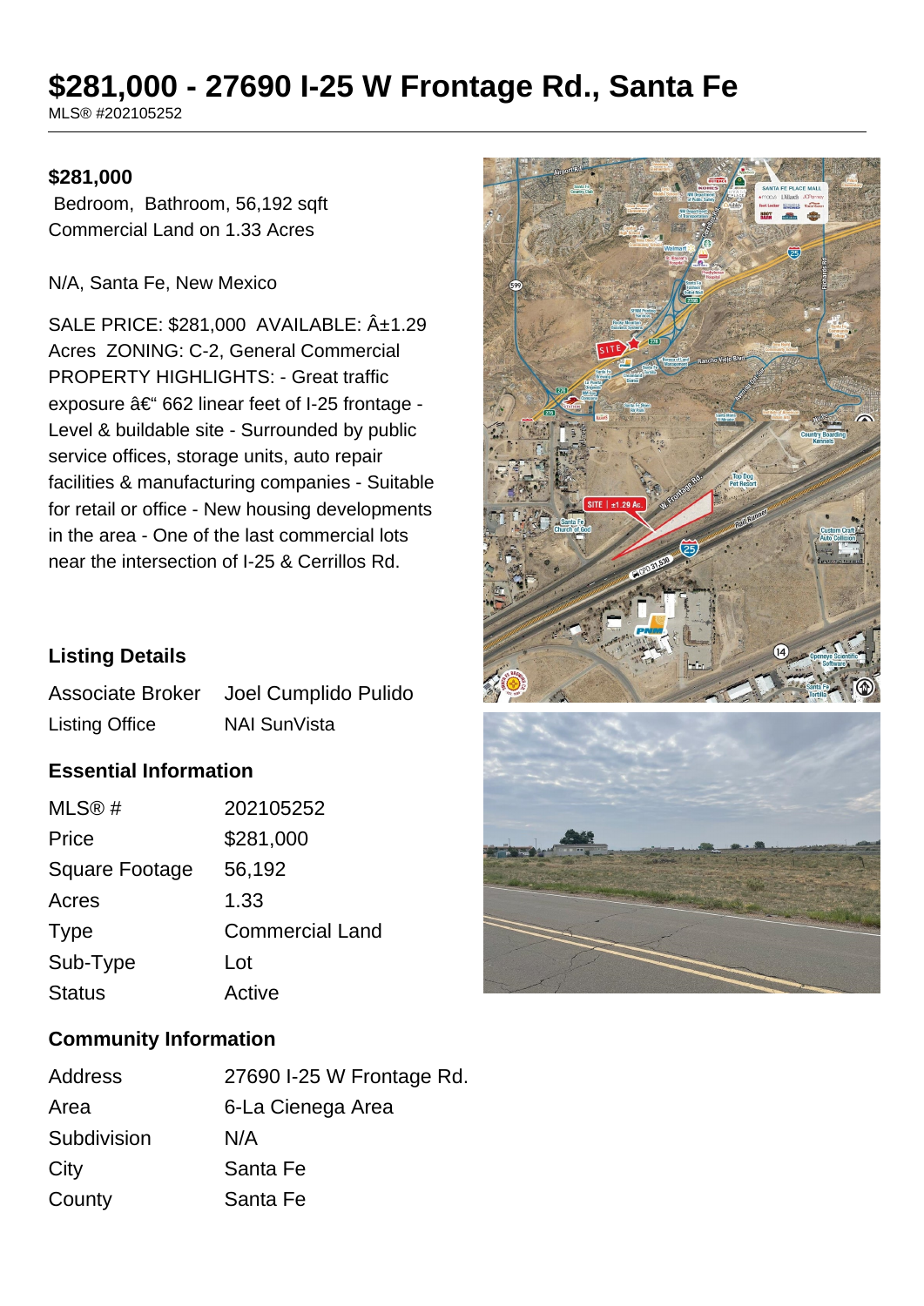# $281,000 - 27690 I-25 W Frontage Rd., Santa Fe

MLS® #202105252

**$281,000**

Bedroom, Bathroom, 56,192 sqft
Commercial Land on 1.33 Acres

N/A, Santa Fe, New Mexico

SALE PRICE: $281,000 AVAILABLE: Â±1.29 Acres ZONING: C-2, General Commercial PROPERTY HIGHLIGHTS: - Great traffic exposure â€“ 662 linear feet of I-25 frontage - Level & buildable site - Surrounded by public service offices, storage units, auto repair facilities & manufacturing companies - Suitable for retail or office - New housing developments in the area - One of the last commercial lots near the intersection of I-25 & Cerrillos Rd.

### Listing Details

| | |
|---|---|
| Associate Broker | Joel Cumplido Pulido |
| Listing Office | NAI SunVista |

### Essential Information

| | |
|---|---|
| MLS® # | 202105252 |
| Price | $281,000 |
| Square Footage | 56,192 |
| Acres | 1.33 |
| Type | Commercial Land |
| Sub-Type | Lot |
| Status | Active |

### Community Information

| | |
|---|---|
| Address | 27690 I-25 W Frontage Rd. |
| Area | 6-La Cienega Area |
| Subdivision | N/A |
| City | Santa Fe |
| County | Santa Fe |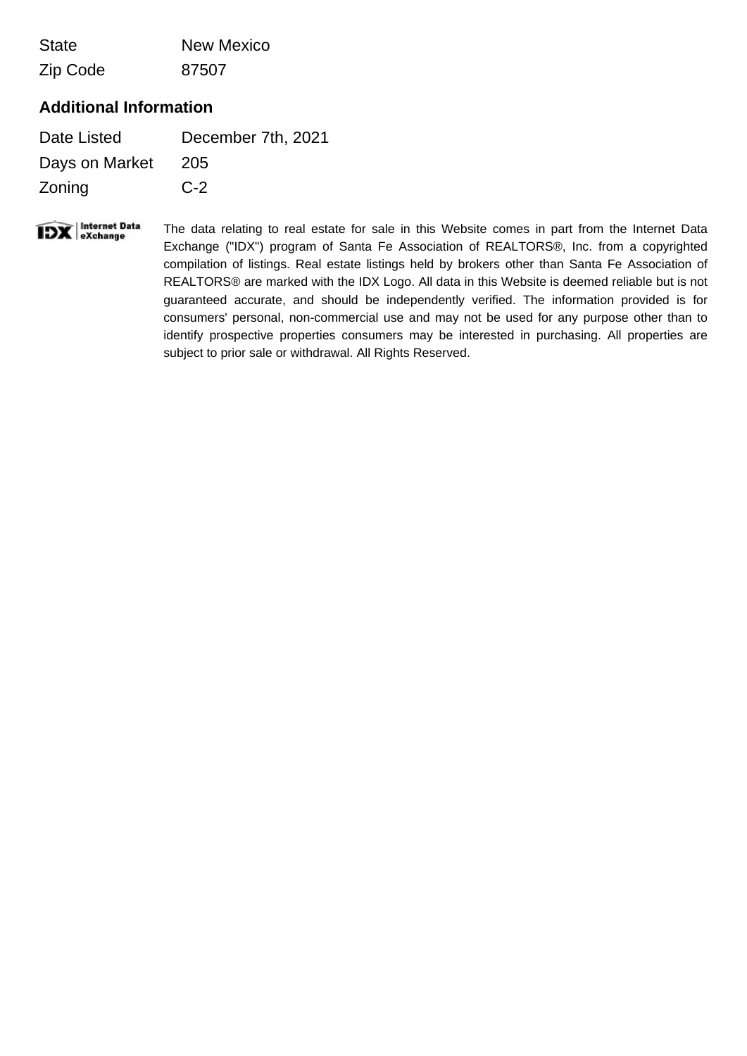| | |
|---|---|
| State | New Mexico |
| Zip Code | 87507 |

## Additional Information

| | |
|---|---|
| Date Listed | December 7th, 2021 |
| Days on Market | 205 |
| Zoning | C-2 |

The data relating to real estate for sale in this Website comes in part from the Internet Data Exchange ("IDX") program of Santa Fe Association of REALTORS®, Inc. from a copyrighted compilation of listings. Real estate listings held by brokers other than Santa Fe Association of REALTORS® are marked with the IDX Logo. All data in this Website is deemed reliable but is not guaranteed accurate, and should be independently verified. The information provided is for consumers' personal, non-commercial use and may not be used for any purpose other than to identify prospective properties consumers may be interested in purchasing. All properties are subject to prior sale or withdrawal. All Rights Reserved.